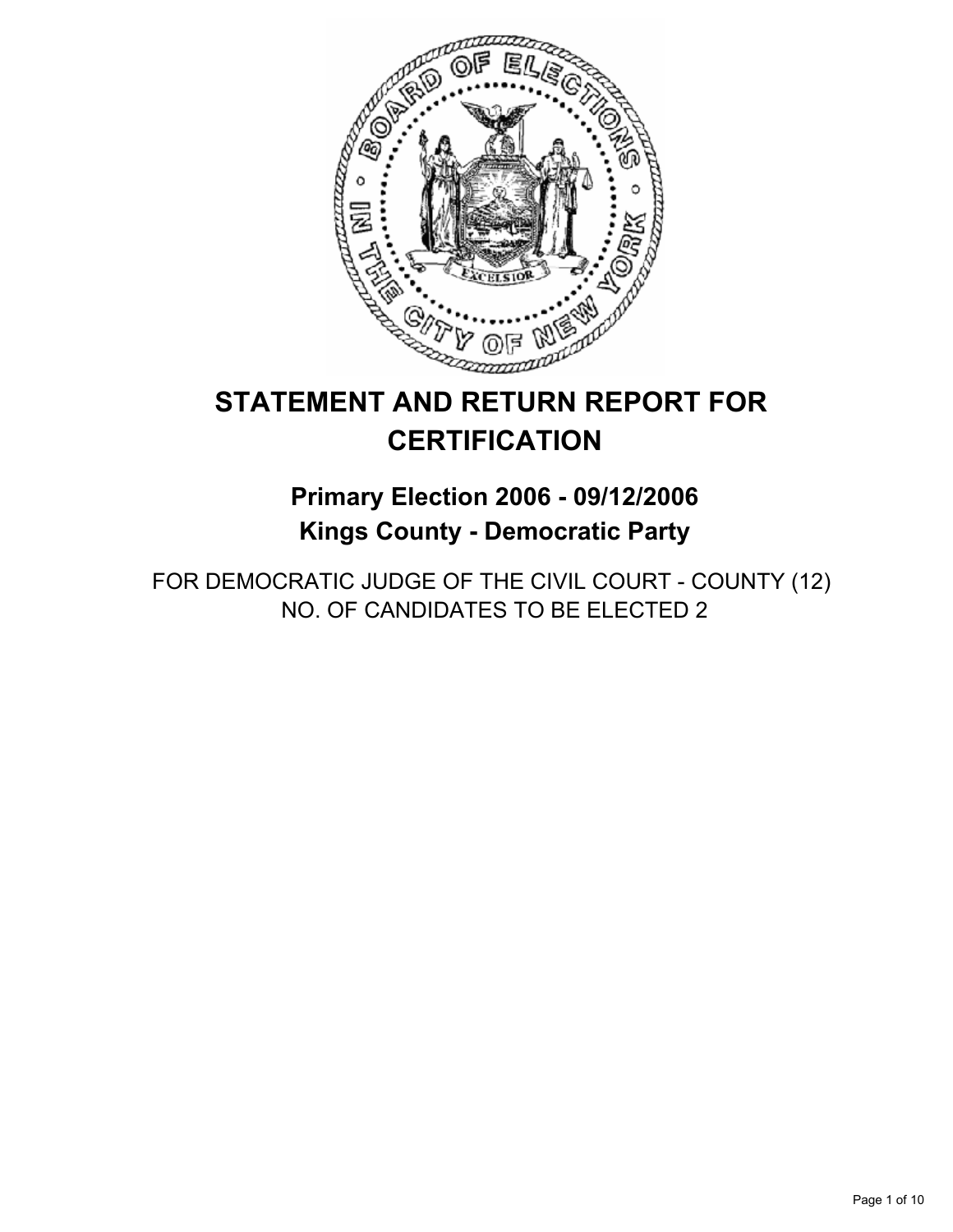# STATEMENT AND RETURN REPORT FOR CERTIFICATION

## Primary Election 2006 - 09/12/2006
## Kings County - Democratic Party

FOR DEMOCRATIC JUDGE OF THE CIVIL COURT - COUNTY (12)
NO. OF CANDIDATES TO BE ELECTED 2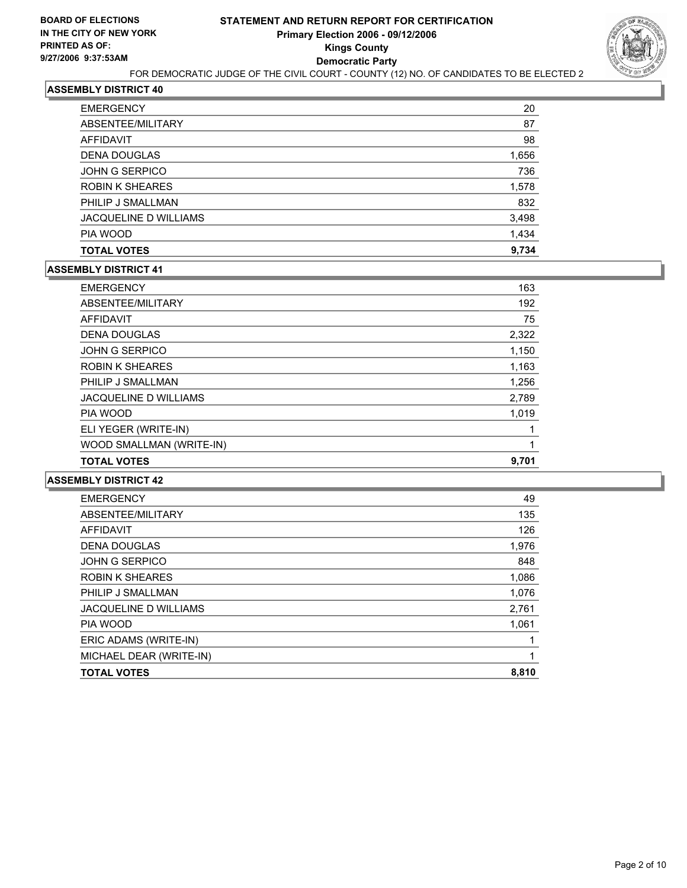**BOARD OF ELECTIONS IN THE CITY OF NEW YORK PRINTED AS OF: 9/27/2006 9:37:53AM**

# STATEMENT AND RETURN REPORT FOR CERTIFICATION
## Primary Election 2006 - 09/12/2006
## Kings County
## Democratic Party

FOR DEMOCRATIC JUDGE OF THE CIVIL COURT - COUNTY (12) NO. OF CANDIDATES TO BE ELECTED 2

### ASSEMBLY DISTRICT 40

| | |
|---|---|
| EMERGENCY | 20 |
| ABSENTEE/MILITARY | 87 |
| AFFIDAVIT | 98 |
| DENA DOUGLAS | 1,656 |
| JOHN G SERPICO | 736 |
| ROBIN K SHEARES | 1,578 |
| PHILIP J SMALLMAN | 832 |
| JACQUELINE D WILLIAMS | 3,498 |
| PIA WOOD | 1,434 |
| **TOTAL VOTES** | **9,734** |

### ASSEMBLY DISTRICT 41

| | |
|---|---|
| EMERGENCY | 163 |
| ABSENTEE/MILITARY | 192 |
| AFFIDAVIT | 75 |
| DENA DOUGLAS | 2,322 |
| JOHN G SERPICO | 1,150 |
| ROBIN K SHEARES | 1,163 |
| PHILIP J SMALLMAN | 1,256 |
| JACQUELINE D WILLIAMS | 2,789 |
| PIA WOOD | 1,019 |
| ELI YEGER (WRITE-IN) | 1 |
| WOOD SMALLMAN (WRITE-IN) | 1 |
| **TOTAL VOTES** | **9,701** |

### ASSEMBLY DISTRICT 42

| | |
|---|---|
| EMERGENCY | 49 |
| ABSENTEE/MILITARY | 135 |
| AFFIDAVIT | 126 |
| DENA DOUGLAS | 1,976 |
| JOHN G SERPICO | 848 |
| ROBIN K SHEARES | 1,086 |
| PHILIP J SMALLMAN | 1,076 |
| JACQUELINE D WILLIAMS | 2,761 |
| PIA WOOD | 1,061 |
| ERIC ADAMS (WRITE-IN) | 1 |
| MICHAEL DEAR (WRITE-IN) | 1 |
| **TOTAL VOTES** | **8,810** |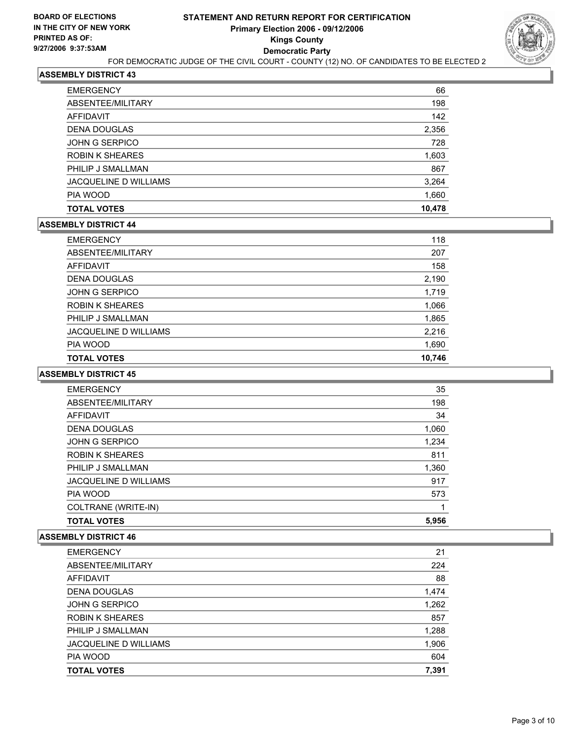**BOARD OF ELECTIONS IN THE CITY OF NEW YORK PRINTED AS OF: 9/27/2006 9:37:53AM**

# STATEMENT AND RETURN REPORT FOR CERTIFICATION
## Primary Election 2006 - 09/12/2006
## Kings County
## Democratic Party

FOR DEMOCRATIC JUDGE OF THE CIVIL COURT - COUNTY (12) NO. OF CANDIDATES TO BE ELECTED 2

### ASSEMBLY DISTRICT 43

| | |
|---|---|
| EMERGENCY | 66 |
| ABSENTEE/MILITARY | 198 |
| AFFIDAVIT | 142 |
| DENA DOUGLAS | 2,356 |
| JOHN G SERPICO | 728 |
| ROBIN K SHEARES | 1,603 |
| PHILIP J SMALLMAN | 867 |
| JACQUELINE D WILLIAMS | 3,264 |
| PIA WOOD | 1,660 |
| **TOTAL VOTES** | **10,478** |

### ASSEMBLY DISTRICT 44

| | |
|---|---|
| EMERGENCY | 118 |
| ABSENTEE/MILITARY | 207 |
| AFFIDAVIT | 158 |
| DENA DOUGLAS | 2,190 |
| JOHN G SERPICO | 1,719 |
| ROBIN K SHEARES | 1,066 |
| PHILIP J SMALLMAN | 1,865 |
| JACQUELINE D WILLIAMS | 2,216 |
| PIA WOOD | 1,690 |
| **TOTAL VOTES** | **10,746** |

### ASSEMBLY DISTRICT 45

| | |
|---|---|
| EMERGENCY | 35 |
| ABSENTEE/MILITARY | 198 |
| AFFIDAVIT | 34 |
| DENA DOUGLAS | 1,060 |
| JOHN G SERPICO | 1,234 |
| ROBIN K SHEARES | 811 |
| PHILIP J SMALLMAN | 1,360 |
| JACQUELINE D WILLIAMS | 917 |
| PIA WOOD | 573 |
| COLTRANE (WRITE-IN) | 1 |
| **TOTAL VOTES** | **5,956** |

### ASSEMBLY DISTRICT 46

| | |
|---|---|
| EMERGENCY | 21 |
| ABSENTEE/MILITARY | 224 |
| AFFIDAVIT | 88 |
| DENA DOUGLAS | 1,474 |
| JOHN G SERPICO | 1,262 |
| ROBIN K SHEARES | 857 |
| PHILIP J SMALLMAN | 1,288 |
| JACQUELINE D WILLIAMS | 1,906 |
| PIA WOOD | 604 |
| **TOTAL VOTES** | **7,391** |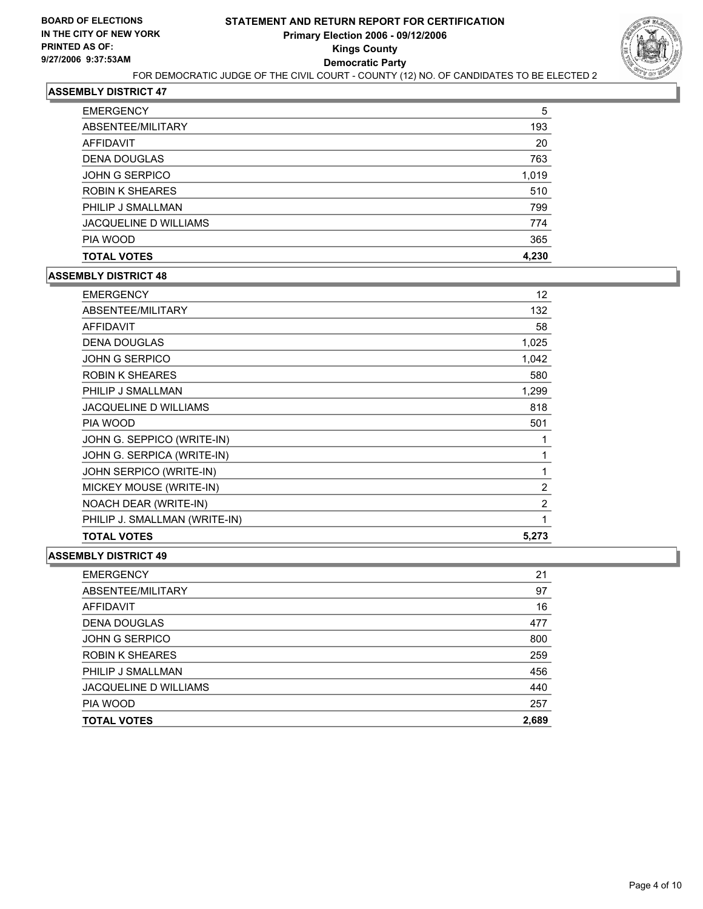**BOARD OF ELECTIONS IN THE CITY OF NEW YORK PRINTED AS OF: 9/27/2006 9:37:53AM**

# STATEMENT AND RETURN REPORT FOR CERTIFICATION
## Primary Election 2006 - 09/12/2006
## Kings County
## Democratic Party

FOR DEMOCRATIC JUDGE OF THE CIVIL COURT - COUNTY (12) NO. OF CANDIDATES TO BE ELECTED 2

### ASSEMBLY DISTRICT 47

| | |
|---|---|
| EMERGENCY | 5 |
| ABSENTEE/MILITARY | 193 |
| AFFIDAVIT | 20 |
| DENA DOUGLAS | 763 |
| JOHN G SERPICO | 1,019 |
| ROBIN K SHEARES | 510 |
| PHILIP J SMALLMAN | 799 |
| JACQUELINE D WILLIAMS | 774 |
| PIA WOOD | 365 |
| **TOTAL VOTES** | **4,230** |

### ASSEMBLY DISTRICT 48

| | |
|---|---|
| EMERGENCY | 12 |
| ABSENTEE/MILITARY | 132 |
| AFFIDAVIT | 58 |
| DENA DOUGLAS | 1,025 |
| JOHN G SERPICO | 1,042 |
| ROBIN K SHEARES | 580 |
| PHILIP J SMALLMAN | 1,299 |
| JACQUELINE D WILLIAMS | 818 |
| PIA WOOD | 501 |
| JOHN G. SEPPICO (WRITE-IN) | 1 |
| JOHN G. SERPICA (WRITE-IN) | 1 |
| JOHN SERPICO (WRITE-IN) | 1 |
| MICKEY MOUSE (WRITE-IN) | 2 |
| NOACH DEAR (WRITE-IN) | 2 |
| PHILIP J. SMALLMAN (WRITE-IN) | 1 |
| **TOTAL VOTES** | **5,273** |

### ASSEMBLY DISTRICT 49

| | |
|---|---|
| EMERGENCY | 21 |
| ABSENTEE/MILITARY | 97 |
| AFFIDAVIT | 16 |
| DENA DOUGLAS | 477 |
| JOHN G SERPICO | 800 |
| ROBIN K SHEARES | 259 |
| PHILIP J SMALLMAN | 456 |
| JACQUELINE D WILLIAMS | 440 |
| PIA WOOD | 257 |
| **TOTAL VOTES** | **2,689** |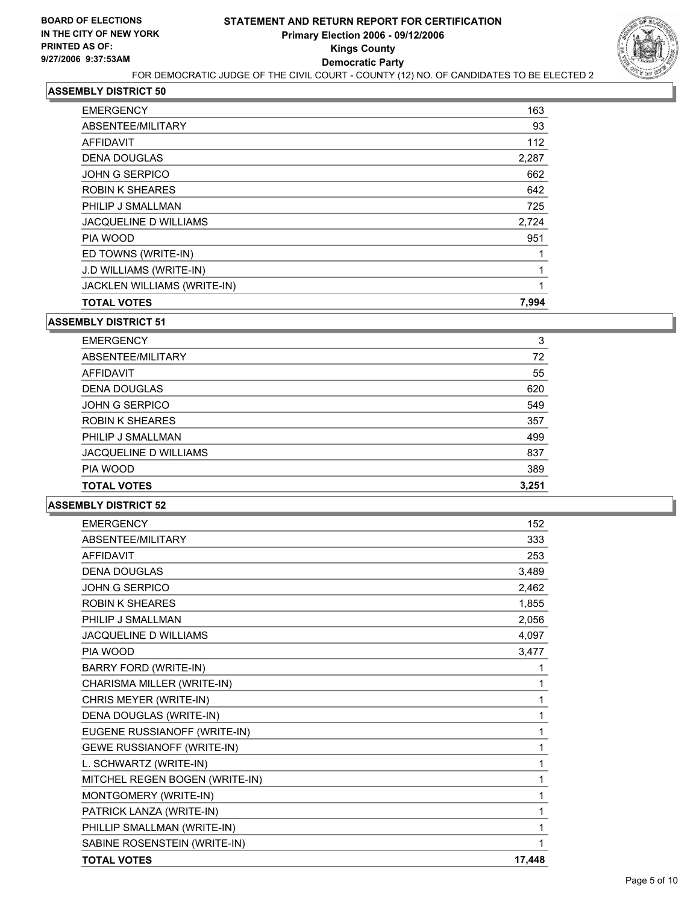BOARD OF ELECTIONS
IN THE CITY OF NEW YORK
PRINTED AS OF:
9/27/2006 9:37:53AM

# STATEMENT AND RETURN REPORT FOR CERTIFICATION
## Primary Election 2006 - 09/12/2006
## Kings County
## Democratic Party

FOR DEMOCRATIC JUDGE OF THE CIVIL COURT - COUNTY (12) NO. OF CANDIDATES TO BE ELECTED 2

### ASSEMBLY DISTRICT 50

| | |
|---|---|
| EMERGENCY | 163 |
| ABSENTEE/MILITARY | 93 |
| AFFIDAVIT | 112 |
| DENA DOUGLAS | 2,287 |
| JOHN G SERPICO | 662 |
| ROBIN K SHEARES | 642 |
| PHILIP J SMALLMAN | 725 |
| JACQUELINE D WILLIAMS | 2,724 |
| PIA WOOD | 951 |
| ED TOWNS (WRITE-IN) | 1 |
| J.D WILLIAMS (WRITE-IN) | 1 |
| JACKLEN WILLIAMS (WRITE-IN) | 1 |
| **TOTAL VOTES** | **7,994** |

### ASSEMBLY DISTRICT 51

| | |
|---|---|
| EMERGENCY | 3 |
| ABSENTEE/MILITARY | 72 |
| AFFIDAVIT | 55 |
| DENA DOUGLAS | 620 |
| JOHN G SERPICO | 549 |
| ROBIN K SHEARES | 357 |
| PHILIP J SMALLMAN | 499 |
| JACQUELINE D WILLIAMS | 837 |
| PIA WOOD | 389 |
| **TOTAL VOTES** | **3,251** |

### ASSEMBLY DISTRICT 52

| | |
|---|---|
| EMERGENCY | 152 |
| ABSENTEE/MILITARY | 333 |
| AFFIDAVIT | 253 |
| DENA DOUGLAS | 3,489 |
| JOHN G SERPICO | 2,462 |
| ROBIN K SHEARES | 1,855 |
| PHILIP J SMALLMAN | 2,056 |
| JACQUELINE D WILLIAMS | 4,097 |
| PIA WOOD | 3,477 |
| BARRY FORD (WRITE-IN) | 1 |
| CHARISMA MILLER (WRITE-IN) | 1 |
| CHRIS MEYER (WRITE-IN) | 1 |
| DENA DOUGLAS (WRITE-IN) | 1 |
| EUGENE RUSSIANOFF (WRITE-IN) | 1 |
| GEWE RUSSIANOFF (WRITE-IN) | 1 |
| L. SCHWARTZ (WRITE-IN) | 1 |
| MITCHEL REGEN BOGEN (WRITE-IN) | 1 |
| MONTGOMERY (WRITE-IN) | 1 |
| PATRICK LANZA (WRITE-IN) | 1 |
| PHILLIP SMALLMAN (WRITE-IN) | 1 |
| SABINE ROSENSTEIN (WRITE-IN) | 1 |
| **TOTAL VOTES** | **17,448** |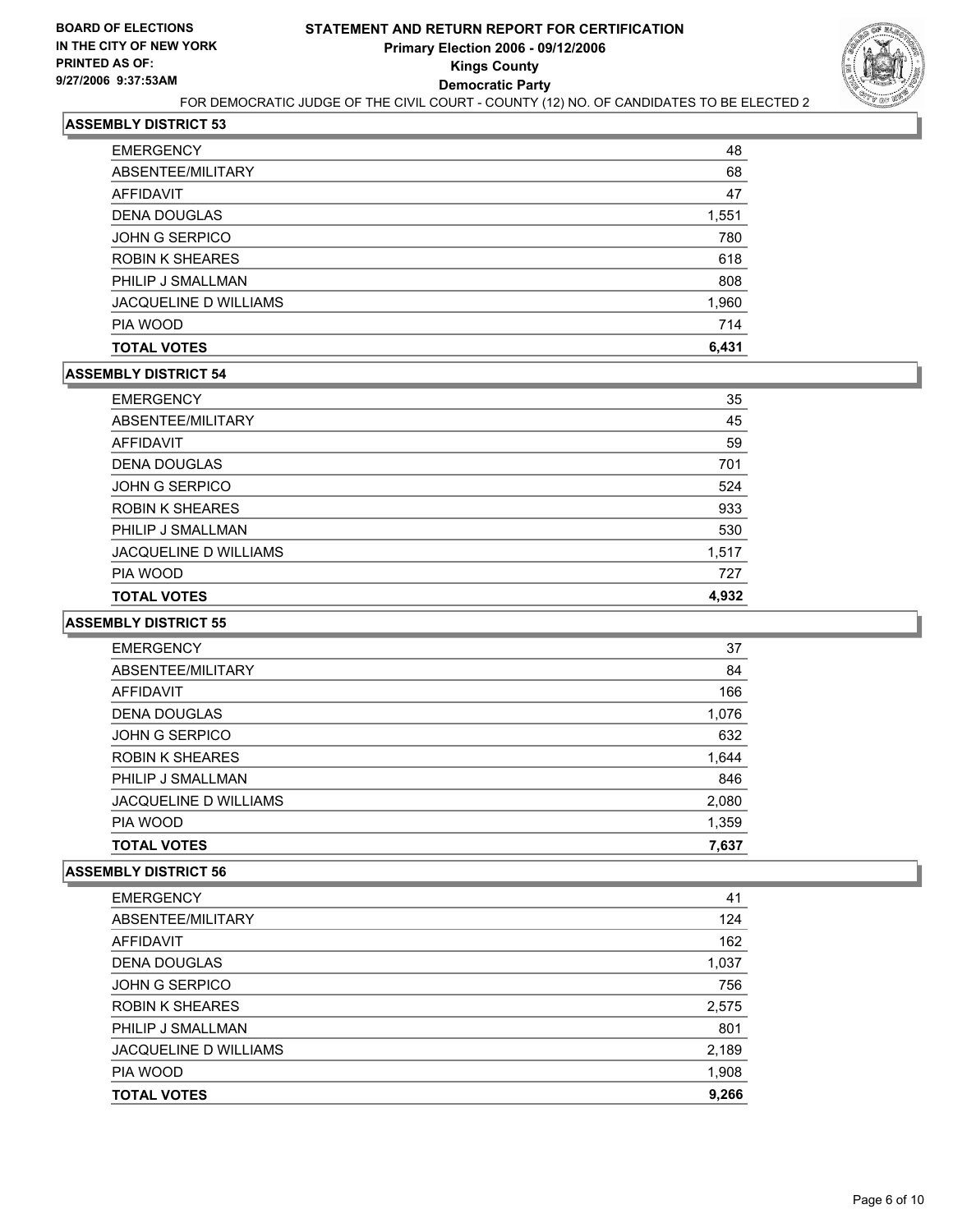**BOARD OF ELECTIONS IN THE CITY OF NEW YORK**
**PRINTED AS OF: 9/27/2006 9:37:53AM**

# STATEMENT AND RETURN REPORT FOR CERTIFICATION
## Primary Election 2006 - 09/12/2006
## Kings County
## Democratic Party

FOR DEMOCRATIC JUDGE OF THE CIVIL COURT - COUNTY (12) NO. OF CANDIDATES TO BE ELECTED 2

### ASSEMBLY DISTRICT 53

| | |
|---|---|
| EMERGENCY | 48 |
| ABSENTEE/MILITARY | 68 |
| AFFIDAVIT | 47 |
| DENA DOUGLAS | 1,551 |
| JOHN G SERPICO | 780 |
| ROBIN K SHEARES | 618 |
| PHILIP J SMALLMAN | 808 |
| JACQUELINE D WILLIAMS | 1,960 |
| PIA WOOD | 714 |
| **TOTAL VOTES** | **6,431** |

### ASSEMBLY DISTRICT 54

| | |
|---|---|
| EMERGENCY | 35 |
| ABSENTEE/MILITARY | 45 |
| AFFIDAVIT | 59 |
| DENA DOUGLAS | 701 |
| JOHN G SERPICO | 524 |
| ROBIN K SHEARES | 933 |
| PHILIP J SMALLMAN | 530 |
| JACQUELINE D WILLIAMS | 1,517 |
| PIA WOOD | 727 |
| **TOTAL VOTES** | **4,932** |

### ASSEMBLY DISTRICT 55

| | |
|---|---|
| EMERGENCY | 37 |
| ABSENTEE/MILITARY | 84 |
| AFFIDAVIT | 166 |
| DENA DOUGLAS | 1,076 |
| JOHN G SERPICO | 632 |
| ROBIN K SHEARES | 1,644 |
| PHILIP J SMALLMAN | 846 |
| JACQUELINE D WILLIAMS | 2,080 |
| PIA WOOD | 1,359 |
| **TOTAL VOTES** | **7,637** |

### ASSEMBLY DISTRICT 56

| | |
|---|---|
| EMERGENCY | 41 |
| ABSENTEE/MILITARY | 124 |
| AFFIDAVIT | 162 |
| DENA DOUGLAS | 1,037 |
| JOHN G SERPICO | 756 |
| ROBIN K SHEARES | 2,575 |
| PHILIP J SMALLMAN | 801 |
| JACQUELINE D WILLIAMS | 2,189 |
| PIA WOOD | 1,908 |
| **TOTAL VOTES** | **9,266** |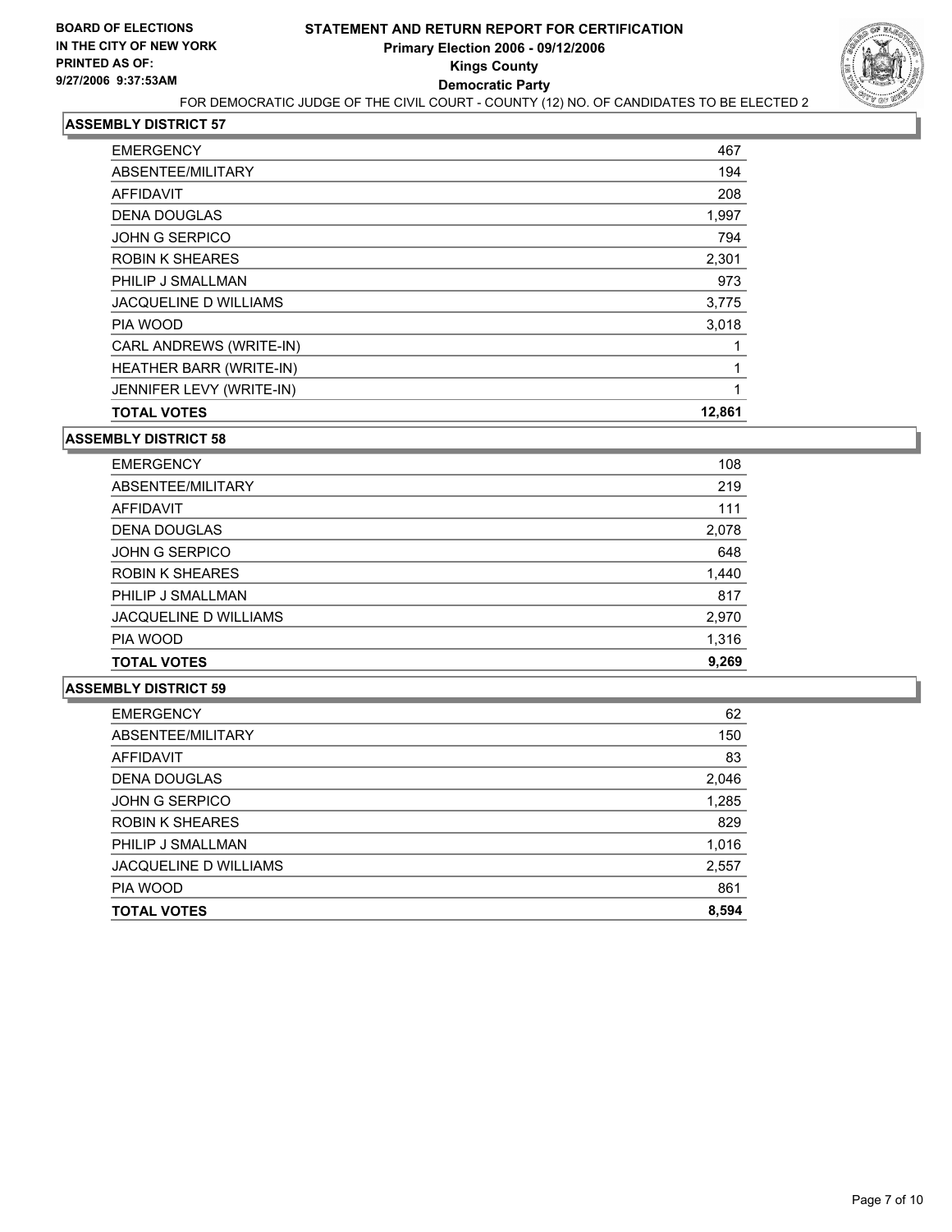**BOARD OF ELECTIONS IN THE CITY OF NEW YORK PRINTED AS OF: 9/27/2006 9:37:53AM**

# STATEMENT AND RETURN REPORT FOR CERTIFICATION
## Primary Election 2006 - 09/12/2006
## Kings County
## Democratic Party

FOR DEMOCRATIC JUDGE OF THE CIVIL COURT - COUNTY (12) NO. OF CANDIDATES TO BE ELECTED 2

### ASSEMBLY DISTRICT 57

| | |
|---|---|
| EMERGENCY | 467 |
| ABSENTEE/MILITARY | 194 |
| AFFIDAVIT | 208 |
| DENA DOUGLAS | 1,997 |
| JOHN G SERPICO | 794 |
| ROBIN K SHEARES | 2,301 |
| PHILIP J SMALLMAN | 973 |
| JACQUELINE D WILLIAMS | 3,775 |
| PIA WOOD | 3,018 |
| CARL ANDREWS (WRITE-IN) | 1 |
| HEATHER BARR (WRITE-IN) | 1 |
| JENNIFER LEVY (WRITE-IN) | 1 |
| **TOTAL VOTES** | **12,861** |

### ASSEMBLY DISTRICT 58

| | |
|---|---|
| EMERGENCY | 108 |
| ABSENTEE/MILITARY | 219 |
| AFFIDAVIT | 111 |
| DENA DOUGLAS | 2,078 |
| JOHN G SERPICO | 648 |
| ROBIN K SHEARES | 1,440 |
| PHILIP J SMALLMAN | 817 |
| JACQUELINE D WILLIAMS | 2,970 |
| PIA WOOD | 1,316 |
| **TOTAL VOTES** | **9,269** |

### ASSEMBLY DISTRICT 59

| | |
|---|---|
| EMERGENCY | 62 |
| ABSENTEE/MILITARY | 150 |
| AFFIDAVIT | 83 |
| DENA DOUGLAS | 2,046 |
| JOHN G SERPICO | 1,285 |
| ROBIN K SHEARES | 829 |
| PHILIP J SMALLMAN | 1,016 |
| JACQUELINE D WILLIAMS | 2,557 |
| PIA WOOD | 861 |
| **TOTAL VOTES** | **8,594** |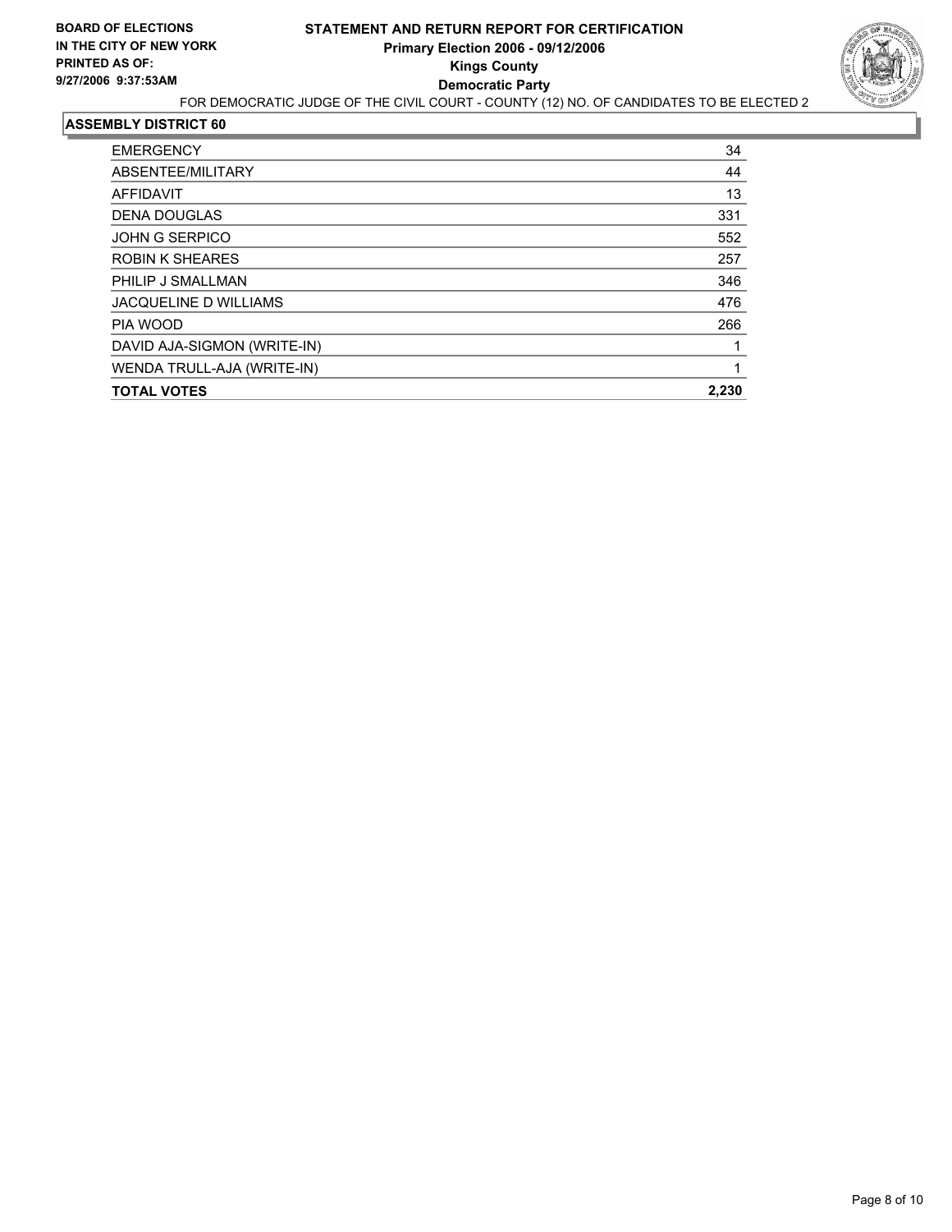**BOARD OF ELECTIONS IN THE CITY OF NEW YORK PRINTED AS OF: 9/27/2006 9:37:53AM**

# STATEMENT AND RETURN REPORT FOR CERTIFICATION
## Primary Election 2006 - 09/12/2006
## Kings County
## Democratic Party

FOR DEMOCRATIC JUDGE OF THE CIVIL COURT - COUNTY (12) NO. OF CANDIDATES TO BE ELECTED 2

### ASSEMBLY DISTRICT 60

| | |
|---|---|
| EMERGENCY | 34 |
| ABSENTEE/MILITARY | 44 |
| AFFIDAVIT | 13 |
| DENA DOUGLAS | 331 |
| JOHN G SERPICO | 552 |
| ROBIN K SHEARES | 257 |
| PHILIP J SMALLMAN | 346 |
| JACQUELINE D WILLIAMS | 476 |
| PIA WOOD | 266 |
| DAVID AJA-SIGMON (WRITE-IN) | 1 |
| WENDA TRULL-AJA (WRITE-IN) | 1 |
| **TOTAL VOTES** | **2,230** |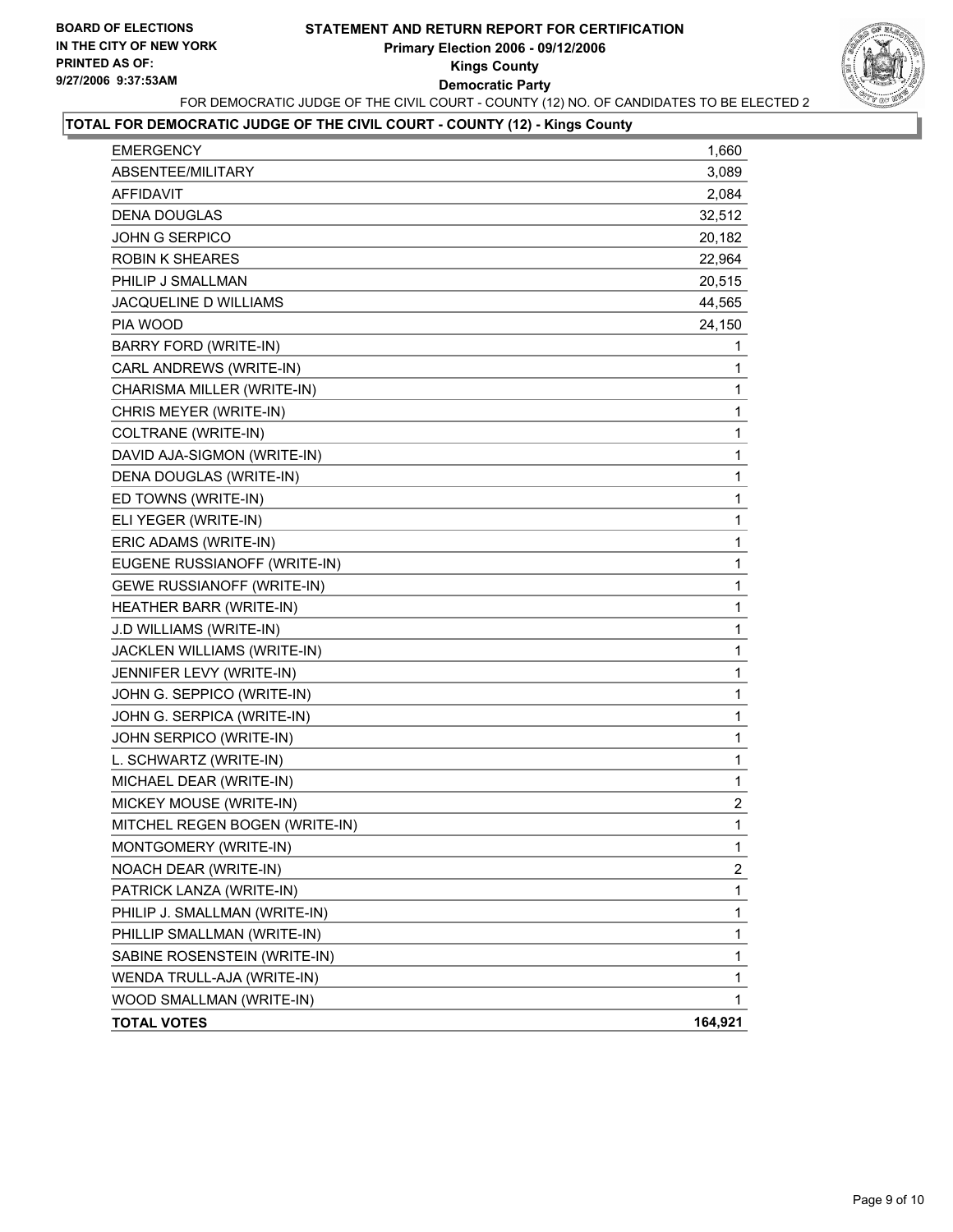**BOARD OF ELECTIONS IN THE CITY OF NEW YORK PRINTED AS OF: 9/27/2006 9:37:53AM**

# STATEMENT AND RETURN REPORT FOR CERTIFICATION
## Primary Election 2006 - 09/12/2006
## Kings County
## Democratic Party

FOR DEMOCRATIC JUDGE OF THE CIVIL COURT - COUNTY (12) NO. OF CANDIDATES TO BE ELECTED 2

### TOTAL FOR DEMOCRATIC JUDGE OF THE CIVIL COURT - COUNTY (12) - Kings County

| | |
|---|---|
| EMERGENCY | 1,660 |
| ABSENTEE/MILITARY | 3,089 |
| AFFIDAVIT | 2,084 |
| DENA DOUGLAS | 32,512 |
| JOHN G SERPICO | 20,182 |
| ROBIN K SHEARES | 22,964 |
| PHILIP J SMALLMAN | 20,515 |
| JACQUELINE D WILLIAMS | 44,565 |
| PIA WOOD | 24,150 |
| BARRY FORD (WRITE-IN) | 1 |
| CARL ANDREWS (WRITE-IN) | 1 |
| CHARISMA MILLER (WRITE-IN) | 1 |
| CHRIS MEYER (WRITE-IN) | 1 |
| COLTRANE (WRITE-IN) | 1 |
| DAVID AJA-SIGMON (WRITE-IN) | 1 |
| DENA DOUGLAS (WRITE-IN) | 1 |
| ED TOWNS (WRITE-IN) | 1 |
| ELI YEGER (WRITE-IN) | 1 |
| ERIC ADAMS (WRITE-IN) | 1 |
| EUGENE RUSSIANOFF (WRITE-IN) | 1 |
| GEWE RUSSIANOFF (WRITE-IN) | 1 |
| HEATHER BARR (WRITE-IN) | 1 |
| J.D WILLIAMS (WRITE-IN) | 1 |
| JACKLEN WILLIAMS (WRITE-IN) | 1 |
| JENNIFER LEVY (WRITE-IN) | 1 |
| JOHN G. SEPPICO (WRITE-IN) | 1 |
| JOHN G. SERPICA (WRITE-IN) | 1 |
| JOHN SERPICO (WRITE-IN) | 1 |
| L. SCHWARTZ (WRITE-IN) | 1 |
| MICHAEL DEAR (WRITE-IN) | 1 |
| MICKEY MOUSE (WRITE-IN) | 2 |
| MITCHEL REGEN BOGEN (WRITE-IN) | 1 |
| MONTGOMERY (WRITE-IN) | 1 |
| NOACH DEAR (WRITE-IN) | 2 |
| PATRICK LANZA (WRITE-IN) | 1 |
| PHILIP J. SMALLMAN (WRITE-IN) | 1 |
| PHILLIP SMALLMAN (WRITE-IN) | 1 |
| SABINE ROSENSTEIN (WRITE-IN) | 1 |
| WENDA TRULL-AJA (WRITE-IN) | 1 |
| WOOD SMALLMAN (WRITE-IN) | 1 |
| **TOTAL VOTES** | **164,921** |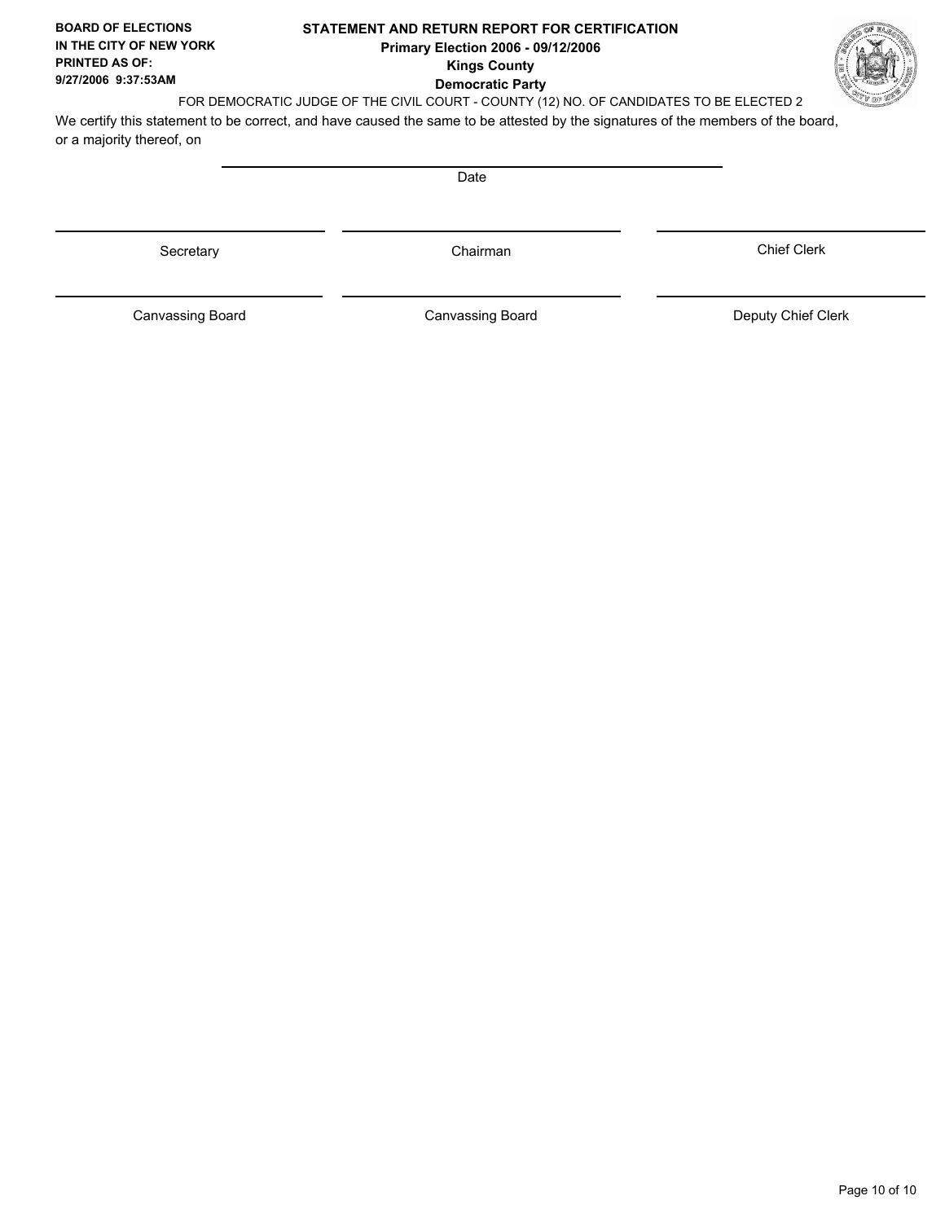**BOARD OF ELECTIONS**
**IN THE CITY OF NEW YORK**
**PRINTED AS OF:**
**9/27/2006 9:37:53AM**

**STATEMENT AND RETURN REPORT FOR CERTIFICATION**
**Primary Election 2006 - 09/12/2006**
**Kings County**
**Democratic Party**

FOR DEMOCRATIC JUDGE OF THE CIVIL COURT - COUNTY (12) NO. OF CANDIDATES TO BE ELECTED 2

We certify this statement to be correct, and have caused the same to be attested by the signatures of the members of the board, or a majority thereof, on

Date

| | | |
|---|---|---|
| Secretary | Chairman | Chief Clerk |
| Canvassing Board | Canvassing Board | Deputy Chief Clerk |